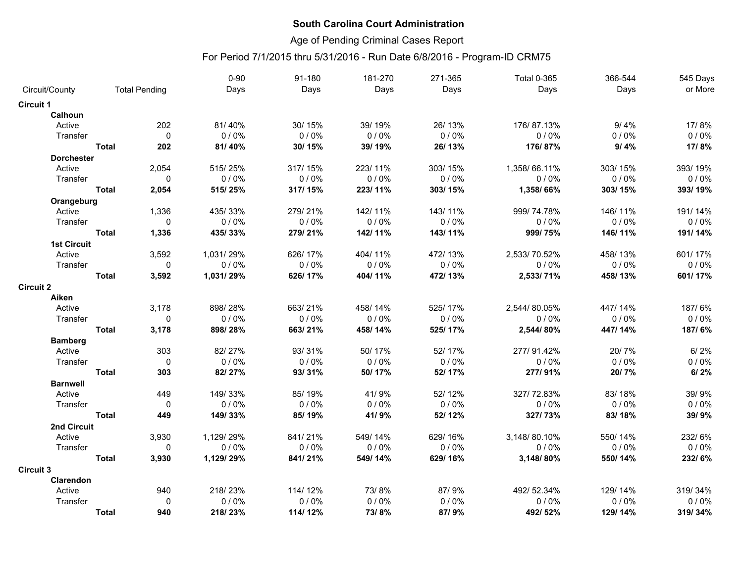# South Carolina Court Administration

## Age of Pending Criminal Cases Report

### For Period 7/1/2015 thru 5/31/2016 - Run Date 6/8/2016 - Program-ID CRM75

| Circuit/County | | Total Pending | 0-90 Days | 91-180 Days | 181-270 Days | 271-365 Days | Total 0-365 Days | 366-544 Days | 545 Days or More |
|---|---|---|---|---|---|---|---|---|---|
| **Circuit 1** | | | | | | | | | |
| **Calhoun** | | | | | | | | | |
| Active | | 202 | 81/ 40% | 30/ 15% | 39/ 19% | 26/ 13% | 176/ 87.13% | 9/ 4% | 17/ 8% |
| Transfer | | 0 | 0 / 0% | 0 / 0% | 0 / 0% | 0 / 0% | 0 / 0% | 0 / 0% | 0 / 0% |
| | **Total** | **202** | **81/ 40%** | **30/ 15%** | **39/ 19%** | **26/ 13%** | **176/ 87%** | **9/ 4%** | **17/ 8%** |
| **Dorchester** | | | | | | | | | |
| Active | | 2,054 | 515/ 25% | 317/ 15% | 223/ 11% | 303/ 15% | 1,358/ 66.11% | 303/ 15% | 393/ 19% |
| Transfer | | 0 | 0 / 0% | 0 / 0% | 0 / 0% | 0 / 0% | 0 / 0% | 0 / 0% | 0 / 0% |
| | **Total** | **2,054** | **515/ 25%** | **317/ 15%** | **223/ 11%** | **303/ 15%** | **1,358/ 66%** | **303/ 15%** | **393/ 19%** |
| **Orangeburg** | | | | | | | | | |
| Active | | 1,336 | 435/ 33% | 279/ 21% | 142/ 11% | 143/ 11% | 999/ 74.78% | 146/ 11% | 191/ 14% |
| Transfer | | 0 | 0 / 0% | 0 / 0% | 0 / 0% | 0 / 0% | 0 / 0% | 0 / 0% | 0 / 0% |
| | **Total** | **1,336** | **435/ 33%** | **279/ 21%** | **142/ 11%** | **143/ 11%** | **999/ 75%** | **146/ 11%** | **191/ 14%** |
| **1st Circuit** | | | | | | | | | |
| Active | | 3,592 | 1,031/ 29% | 626/ 17% | 404/ 11% | 472/ 13% | 2,533/ 70.52% | 458/ 13% | 601/ 17% |
| Transfer | | 0 | 0 / 0% | 0 / 0% | 0 / 0% | 0 / 0% | 0 / 0% | 0 / 0% | 0 / 0% |
| | **Total** | **3,592** | **1,031/ 29%** | **626/ 17%** | **404/ 11%** | **472/ 13%** | **2,533/ 71%** | **458/ 13%** | **601/ 17%** |
| **Circuit 2** | | | | | | | | | |
| **Aiken** | | | | | | | | | |
| Active | | 3,178 | 898/ 28% | 663/ 21% | 458/ 14% | 525/ 17% | 2,544/ 80.05% | 447/ 14% | 187/ 6% |
| Transfer | | 0 | 0 / 0% | 0 / 0% | 0 / 0% | 0 / 0% | 0 / 0% | 0 / 0% | 0 / 0% |
| | **Total** | **3,178** | **898/ 28%** | **663/ 21%** | **458/ 14%** | **525/ 17%** | **2,544/ 80%** | **447/ 14%** | **187/ 6%** |
| **Bamberg** | | | | | | | | | |
| Active | | 303 | 82/ 27% | 93/ 31% | 50/ 17% | 52/ 17% | 277/ 91.42% | 20/ 7% | 6/ 2% |
| Transfer | | 0 | 0 / 0% | 0 / 0% | 0 / 0% | 0 / 0% | 0 / 0% | 0 / 0% | 0 / 0% |
| | **Total** | **303** | **82/ 27%** | **93/ 31%** | **50/ 17%** | **52/ 17%** | **277/ 91%** | **20/ 7%** | **6/ 2%** |
| **Barnwell** | | | | | | | | | |
| Active | | 449 | 149/ 33% | 85/ 19% | 41/ 9% | 52/ 12% | 327/ 72.83% | 83/ 18% | 39/ 9% |
| Transfer | | 0 | 0 / 0% | 0 / 0% | 0 / 0% | 0 / 0% | 0 / 0% | 0 / 0% | 0 / 0% |
| | **Total** | **449** | **149/ 33%** | **85/ 19%** | **41/ 9%** | **52/ 12%** | **327/ 73%** | **83/ 18%** | **39/ 9%** |
| **2nd Circuit** | | | | | | | | | |
| Active | | 3,930 | 1,129/ 29% | 841/ 21% | 549/ 14% | 629/ 16% | 3,148/ 80.10% | 550/ 14% | 232/ 6% |
| Transfer | | 0 | 0 / 0% | 0 / 0% | 0 / 0% | 0 / 0% | 0 / 0% | 0 / 0% | 0 / 0% |
| | **Total** | **3,930** | **1,129/ 29%** | **841/ 21%** | **549/ 14%** | **629/ 16%** | **3,148/ 80%** | **550/ 14%** | **232/ 6%** |
| **Circuit 3** | | | | | | | | | |
| **Clarendon** | | | | | | | | | |
| Active | | 940 | 218/ 23% | 114/ 12% | 73/ 8% | 87/ 9% | 492/ 52.34% | 129/ 14% | 319/ 34% |
| Transfer | | 0 | 0 / 0% | 0 / 0% | 0 / 0% | 0 / 0% | 0 / 0% | 0 / 0% | 0 / 0% |
| | **Total** | **940** | **218/ 23%** | **114/ 12%** | **73/ 8%** | **87/ 9%** | **492/ 52%** | **129/ 14%** | **319/ 34%** |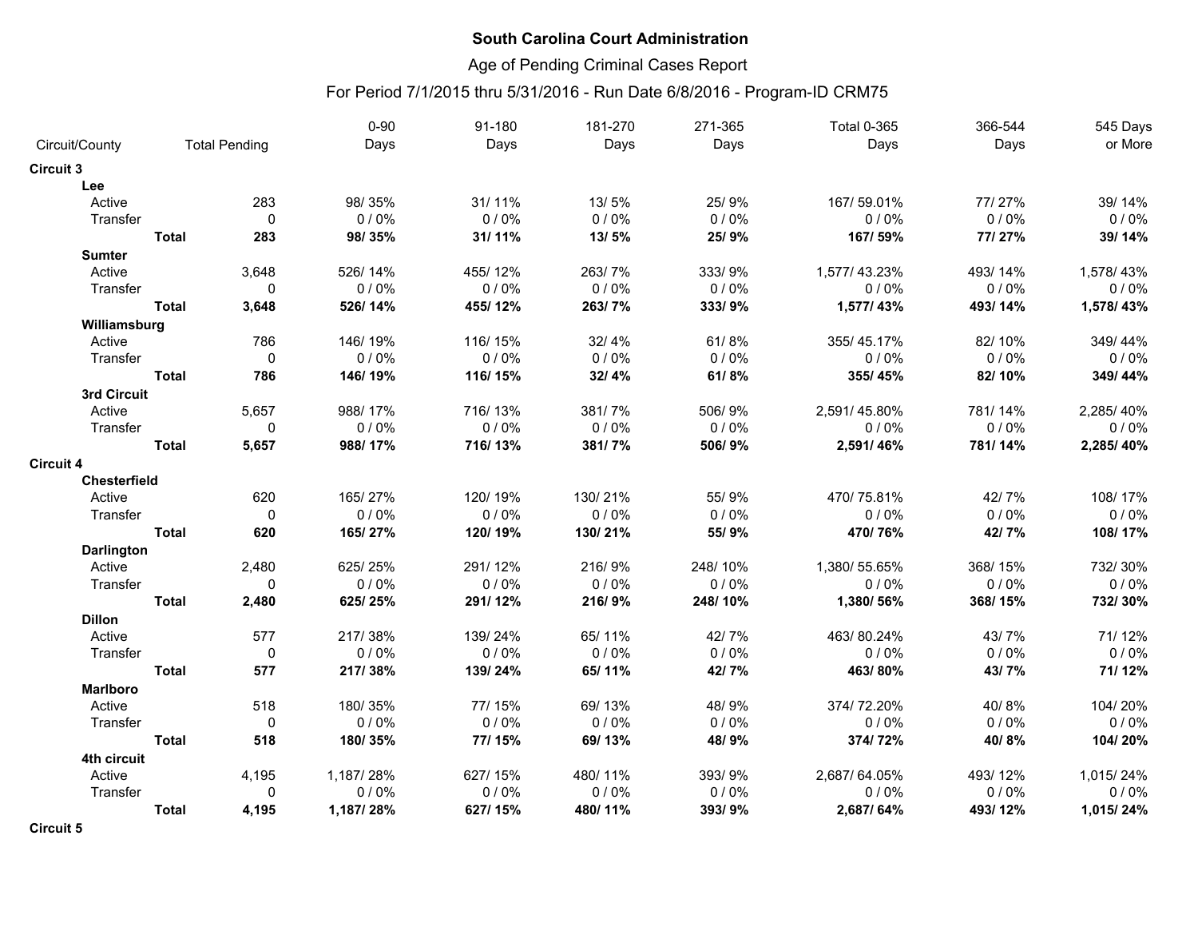**South Carolina Court Administration**

Age of Pending Criminal Cases Report

For Period 7/1/2015 thru 5/31/2016 - Run Date 6/8/2016 - Program-ID CRM75

| Circuit/County | | Total Pending | 0-90 Days | 91-180 Days | 181-270 Days | 271-365 Days | Total 0-365 Days | 366-544 Days | 545 Days or More |
|---|---|---|---|---|---|---|---|---|---|
| **Circuit 3** | | | | | | | | | |
| **Lee** | | | | | | | | | |
| Active | | 283 | 98/ 35% | 31/ 11% | 13/ 5% | 25/ 9% | 167/ 59.01% | 77/ 27% | 39/ 14% |
| Transfer | | 0 | 0 / 0% | 0 / 0% | 0 / 0% | 0 / 0% | 0 / 0% | 0 / 0% | 0 / 0% |
| | **Total** | **283** | **98/ 35%** | **31/ 11%** | **13/ 5%** | **25/ 9%** | **167/ 59%** | **77/ 27%** | **39/ 14%** |
| **Sumter** | | | | | | | | | |
| Active | | 3,648 | 526/ 14% | 455/ 12% | 263/ 7% | 333/ 9% | 1,577/ 43.23% | 493/ 14% | 1,578/ 43% |
| Transfer | | 0 | 0 / 0% | 0 / 0% | 0 / 0% | 0 / 0% | 0 / 0% | 0 / 0% | 0 / 0% |
| | **Total** | **3,648** | **526/ 14%** | **455/ 12%** | **263/ 7%** | **333/ 9%** | **1,577/ 43%** | **493/ 14%** | **1,578/ 43%** |
| **Williamsburg** | | | | | | | | | |
| Active | | 786 | 146/ 19% | 116/ 15% | 32/ 4% | 61/ 8% | 355/ 45.17% | 82/ 10% | 349/ 44% |
| Transfer | | 0 | 0 / 0% | 0 / 0% | 0 / 0% | 0 / 0% | 0 / 0% | 0 / 0% | 0 / 0% |
| | **Total** | **786** | **146/ 19%** | **116/ 15%** | **32/ 4%** | **61/ 8%** | **355/ 45%** | **82/ 10%** | **349/ 44%** |
| **3rd Circuit** | | | | | | | | | |
| Active | | 5,657 | 988/ 17% | 716/ 13% | 381/ 7% | 506/ 9% | 2,591/ 45.80% | 781/ 14% | 2,285/ 40% |
| Transfer | | 0 | 0 / 0% | 0 / 0% | 0 / 0% | 0 / 0% | 0 / 0% | 0 / 0% | 0 / 0% |
| | **Total** | **5,657** | **988/ 17%** | **716/ 13%** | **381/ 7%** | **506/ 9%** | **2,591/ 46%** | **781/ 14%** | **2,285/ 40%** |
| **Circuit 4** | | | | | | | | | |
| **Chesterfield** | | | | | | | | | |
| Active | | 620 | 165/ 27% | 120/ 19% | 130/ 21% | 55/ 9% | 470/ 75.81% | 42/ 7% | 108/ 17% |
| Transfer | | 0 | 0 / 0% | 0 / 0% | 0 / 0% | 0 / 0% | 0 / 0% | 0 / 0% | 0 / 0% |
| | **Total** | **620** | **165/ 27%** | **120/ 19%** | **130/ 21%** | **55/ 9%** | **470/ 76%** | **42/ 7%** | **108/ 17%** |
| **Darlington** | | | | | | | | | |
| Active | | 2,480 | 625/ 25% | 291/ 12% | 216/ 9% | 248/ 10% | 1,380/ 55.65% | 368/ 15% | 732/ 30% |
| Transfer | | 0 | 0 / 0% | 0 / 0% | 0 / 0% | 0 / 0% | 0 / 0% | 0 / 0% | 0 / 0% |
| | **Total** | **2,480** | **625/ 25%** | **291/ 12%** | **216/ 9%** | **248/ 10%** | **1,380/ 56%** | **368/ 15%** | **732/ 30%** |
| **Dillon** | | | | | | | | | |
| Active | | 577 | 217/ 38% | 139/ 24% | 65/ 11% | 42/ 7% | 463/ 80.24% | 43/ 7% | 71/ 12% |
| Transfer | | 0 | 0 / 0% | 0 / 0% | 0 / 0% | 0 / 0% | 0 / 0% | 0 / 0% | 0 / 0% |
| | **Total** | **577** | **217/ 38%** | **139/ 24%** | **65/ 11%** | **42/ 7%** | **463/ 80%** | **43/ 7%** | **71/ 12%** |
| **Marlboro** | | | | | | | | | |
| Active | | 518 | 180/ 35% | 77/ 15% | 69/ 13% | 48/ 9% | 374/ 72.20% | 40/ 8% | 104/ 20% |
| Transfer | | 0 | 0 / 0% | 0 / 0% | 0 / 0% | 0 / 0% | 0 / 0% | 0 / 0% | 0 / 0% |
| | **Total** | **518** | **180/ 35%** | **77/ 15%** | **69/ 13%** | **48/ 9%** | **374/ 72%** | **40/ 8%** | **104/ 20%** |
| **4th circuit** | | | | | | | | | |
| Active | | 4,195 | 1,187/ 28% | 627/ 15% | 480/ 11% | 393/ 9% | 2,687/ 64.05% | 493/ 12% | 1,015/ 24% |
| Transfer | | 0 | 0 / 0% | 0 / 0% | 0 / 0% | 0 / 0% | 0 / 0% | 0 / 0% | 0 / 0% |
| | **Total** | **4,195** | **1,187/ 28%** | **627/ 15%** | **480/ 11%** | **393/ 9%** | **2,687/ 64%** | **493/ 12%** | **1,015/ 24%** |
| **Circuit 5** | | | | | | | | | |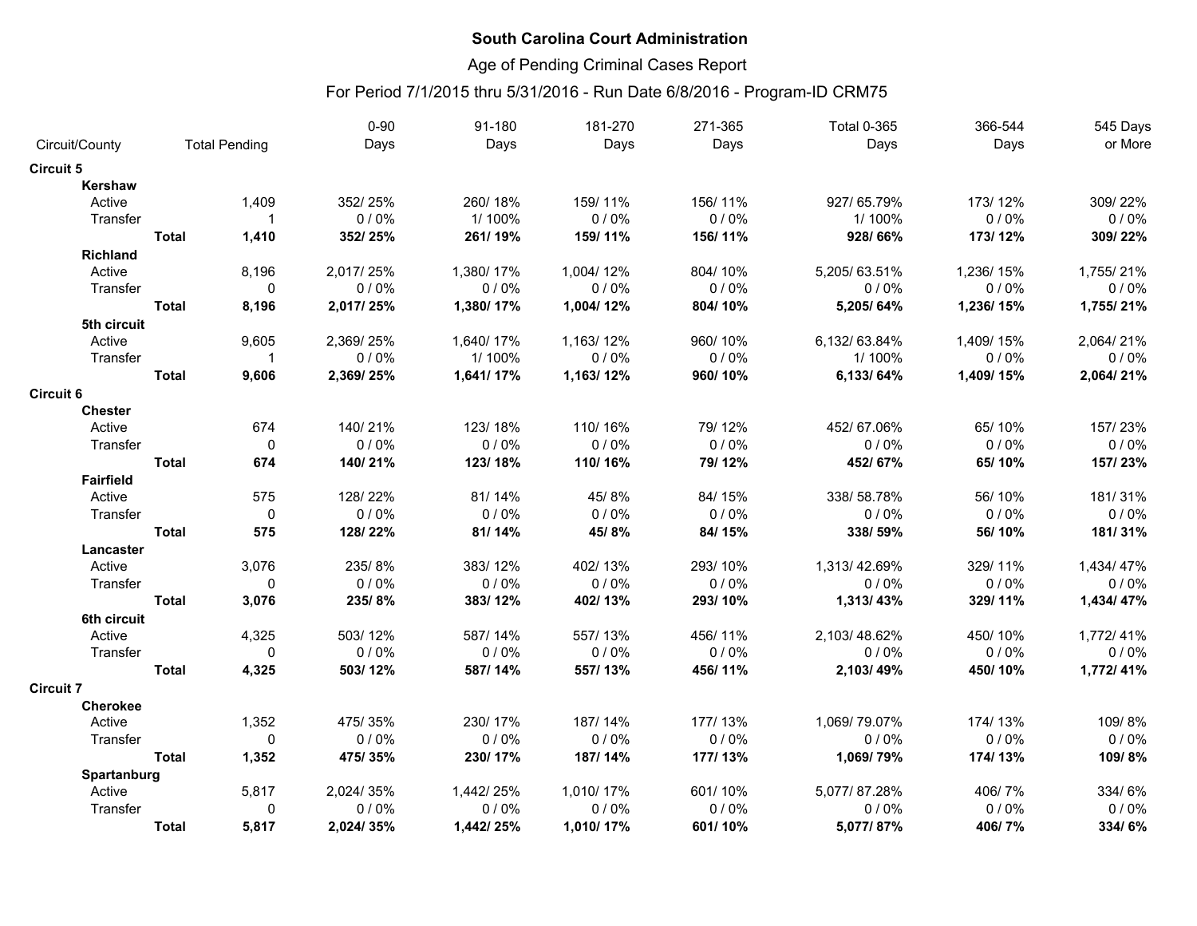**South Carolina Court Administration**

Age of Pending Criminal Cases Report

For Period 7/1/2015 thru 5/31/2016 - Run Date 6/8/2016 - Program-ID CRM75

| Circuit/County | | Total Pending | 0-90 Days | 91-180 Days | 181-270 Days | 271-365 Days | Total 0-365 Days | 366-544 Days | 545 Days or More |
|---|---|---|---|---|---|---|---|---|---|
| **Circuit 5** | | | | | | | | | |
| **Kershaw** | | | | | | | | | |
| Active | | 1,409 | 352/ 25% | 260/ 18% | 159/ 11% | 156/ 11% | 927/ 65.79% | 173/ 12% | 309/ 22% |
| Transfer | | 1 | 0 / 0% | 1/ 100% | 0 / 0% | 0 / 0% | 1/ 100% | 0 / 0% | 0 / 0% |
| | **Total** | **1,410** | **352/ 25%** | **261/ 19%** | **159/ 11%** | **156/ 11%** | **928/ 66%** | **173/ 12%** | **309/ 22%** |
| **Richland** | | | | | | | | | |
| Active | | 8,196 | 2,017/ 25% | 1,380/ 17% | 1,004/ 12% | 804/ 10% | 5,205/ 63.51% | 1,236/ 15% | 1,755/ 21% |
| Transfer | | 0 | 0 / 0% | 0 / 0% | 0 / 0% | 0 / 0% | 0 / 0% | 0 / 0% | 0 / 0% |
| | **Total** | **8,196** | **2,017/ 25%** | **1,380/ 17%** | **1,004/ 12%** | **804/ 10%** | **5,205/ 64%** | **1,236/ 15%** | **1,755/ 21%** |
| **5th circuit** | | | | | | | | | |
| Active | | 9,605 | 2,369/ 25% | 1,640/ 17% | 1,163/ 12% | 960/ 10% | 6,132/ 63.84% | 1,409/ 15% | 2,064/ 21% |
| Transfer | | 1 | 0 / 0% | 1/ 100% | 0 / 0% | 0 / 0% | 1/ 100% | 0 / 0% | 0 / 0% |
| | **Total** | **9,606** | **2,369/ 25%** | **1,641/ 17%** | **1,163/ 12%** | **960/ 10%** | **6,133/ 64%** | **1,409/ 15%** | **2,064/ 21%** |
| **Circuit 6** | | | | | | | | | |
| **Chester** | | | | | | | | | |
| Active | | 674 | 140/ 21% | 123/ 18% | 110/ 16% | 79/ 12% | 452/ 67.06% | 65/ 10% | 157/ 23% |
| Transfer | | 0 | 0 / 0% | 0 / 0% | 0 / 0% | 0 / 0% | 0 / 0% | 0 / 0% | 0 / 0% |
| | **Total** | **674** | **140/ 21%** | **123/ 18%** | **110/ 16%** | **79/ 12%** | **452/ 67%** | **65/ 10%** | **157/ 23%** |
| **Fairfield** | | | | | | | | | |
| Active | | 575 | 128/ 22% | 81/ 14% | 45/ 8% | 84/ 15% | 338/ 58.78% | 56/ 10% | 181/ 31% |
| Transfer | | 0 | 0 / 0% | 0 / 0% | 0 / 0% | 0 / 0% | 0 / 0% | 0 / 0% | 0 / 0% |
| | **Total** | **575** | **128/ 22%** | **81/ 14%** | **45/ 8%** | **84/ 15%** | **338/ 59%** | **56/ 10%** | **181/ 31%** |
| **Lancaster** | | | | | | | | | |
| Active | | 3,076 | 235/ 8% | 383/ 12% | 402/ 13% | 293/ 10% | 1,313/ 42.69% | 329/ 11% | 1,434/ 47% |
| Transfer | | 0 | 0 / 0% | 0 / 0% | 0 / 0% | 0 / 0% | 0 / 0% | 0 / 0% | 0 / 0% |
| | **Total** | **3,076** | **235/ 8%** | **383/ 12%** | **402/ 13%** | **293/ 10%** | **1,313/ 43%** | **329/ 11%** | **1,434/ 47%** |
| **6th circuit** | | | | | | | | | |
| Active | | 4,325 | 503/ 12% | 587/ 14% | 557/ 13% | 456/ 11% | 2,103/ 48.62% | 450/ 10% | 1,772/ 41% |
| Transfer | | 0 | 0 / 0% | 0 / 0% | 0 / 0% | 0 / 0% | 0 / 0% | 0 / 0% | 0 / 0% |
| | **Total** | **4,325** | **503/ 12%** | **587/ 14%** | **557/ 13%** | **456/ 11%** | **2,103/ 49%** | **450/ 10%** | **1,772/ 41%** |
| **Circuit 7** | | | | | | | | | |
| **Cherokee** | | | | | | | | | |
| Active | | 1,352 | 475/ 35% | 230/ 17% | 187/ 14% | 177/ 13% | 1,069/ 79.07% | 174/ 13% | 109/ 8% |
| Transfer | | 0 | 0 / 0% | 0 / 0% | 0 / 0% | 0 / 0% | 0 / 0% | 0 / 0% | 0 / 0% |
| | **Total** | **1,352** | **475/ 35%** | **230/ 17%** | **187/ 14%** | **177/ 13%** | **1,069/ 79%** | **174/ 13%** | **109/ 8%** |
| **Spartanburg** | | | | | | | | | |
| Active | | 5,817 | 2,024/ 35% | 1,442/ 25% | 1,010/ 17% | 601/ 10% | 5,077/ 87.28% | 406/ 7% | 334/ 6% |
| Transfer | | 0 | 0 / 0% | 0 / 0% | 0 / 0% | 0 / 0% | 0 / 0% | 0 / 0% | 0 / 0% |
| | **Total** | **5,817** | **2,024/ 35%** | **1,442/ 25%** | **1,010/ 17%** | **601/ 10%** | **5,077/ 87%** | **406/ 7%** | **334/ 6%** |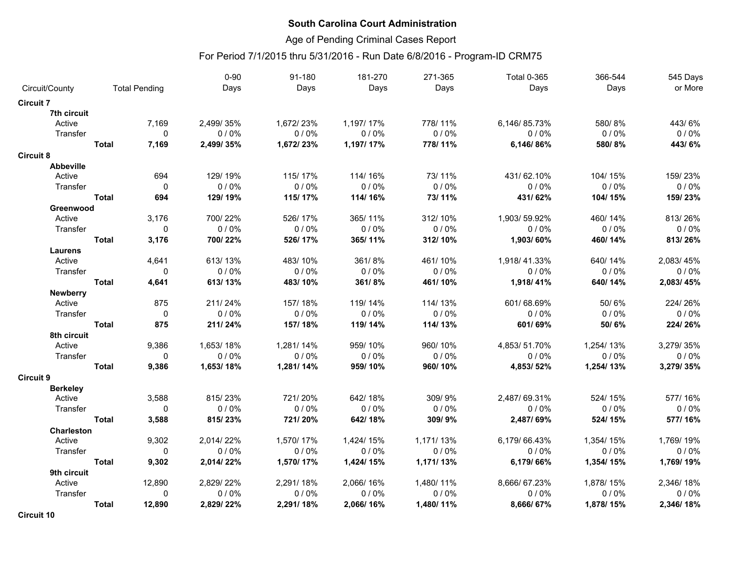**South Carolina Court Administration**

Age of Pending Criminal Cases Report

For Period 7/1/2015 thru 5/31/2016 - Run Date 6/8/2016 - Program-ID CRM75

| Circuit/County | | Total Pending | 0-90 Days | 91-180 Days | 181-270 Days | 271-365 Days | Total 0-365 Days | 366-544 Days | 545 Days or More |
|---|---|---|---|---|---|---|---|---|---|
| **Circuit 7** | | | | | | | | | |
| **7th circuit** | | | | | | | | | |
| Active | | 7,169 | 2,499/ 35% | 1,672/ 23% | 1,197/ 17% | 778/ 11% | 6,146/ 85.73% | 580/ 8% | 443/ 6% |
| Transfer | | 0 | 0 / 0% | 0 / 0% | 0 / 0% | 0 / 0% | 0 / 0% | 0 / 0% | 0 / 0% |
| | **Total** | **7,169** | **2,499/ 35%** | **1,672/ 23%** | **1,197/ 17%** | **778/ 11%** | **6,146/ 86%** | **580/ 8%** | **443/ 6%** |
| **Circuit 8** | | | | | | | | | |
| **Abbeville** | | | | | | | | | |
| Active | | 694 | 129/ 19% | 115/ 17% | 114/ 16% | 73/ 11% | 431/ 62.10% | 104/ 15% | 159/ 23% |
| Transfer | | 0 | 0 / 0% | 0 / 0% | 0 / 0% | 0 / 0% | 0 / 0% | 0 / 0% | 0 / 0% |
| | **Total** | **694** | **129/ 19%** | **115/ 17%** | **114/ 16%** | **73/ 11%** | **431/ 62%** | **104/ 15%** | **159/ 23%** |
| **Greenwood** | | | | | | | | | |
| Active | | 3,176 | 700/ 22% | 526/ 17% | 365/ 11% | 312/ 10% | 1,903/ 59.92% | 460/ 14% | 813/ 26% |
| Transfer | | 0 | 0 / 0% | 0 / 0% | 0 / 0% | 0 / 0% | 0 / 0% | 0 / 0% | 0 / 0% |
| | **Total** | **3,176** | **700/ 22%** | **526/ 17%** | **365/ 11%** | **312/ 10%** | **1,903/ 60%** | **460/ 14%** | **813/ 26%** |
| **Laurens** | | | | | | | | | |
| Active | | 4,641 | 613/ 13% | 483/ 10% | 361/ 8% | 461/ 10% | 1,918/ 41.33% | 640/ 14% | 2,083/ 45% |
| Transfer | | 0 | 0 / 0% | 0 / 0% | 0 / 0% | 0 / 0% | 0 / 0% | 0 / 0% | 0 / 0% |
| | **Total** | **4,641** | **613/ 13%** | **483/ 10%** | **361/ 8%** | **461/ 10%** | **1,918/ 41%** | **640/ 14%** | **2,083/ 45%** |
| **Newberry** | | | | | | | | | |
| Active | | 875 | 211/ 24% | 157/ 18% | 119/ 14% | 114/ 13% | 601/ 68.69% | 50/ 6% | 224/ 26% |
| Transfer | | 0 | 0 / 0% | 0 / 0% | 0 / 0% | 0 / 0% | 0 / 0% | 0 / 0% | 0 / 0% |
| | **Total** | **875** | **211/ 24%** | **157/ 18%** | **119/ 14%** | **114/ 13%** | **601/ 69%** | **50/ 6%** | **224/ 26%** |
| **8th circuit** | | | | | | | | | |
| Active | | 9,386 | 1,653/ 18% | 1,281/ 14% | 959/ 10% | 960/ 10% | 4,853/ 51.70% | 1,254/ 13% | 3,279/ 35% |
| Transfer | | 0 | 0 / 0% | 0 / 0% | 0 / 0% | 0 / 0% | 0 / 0% | 0 / 0% | 0 / 0% |
| | **Total** | **9,386** | **1,653/ 18%** | **1,281/ 14%** | **959/ 10%** | **960/ 10%** | **4,853/ 52%** | **1,254/ 13%** | **3,279/ 35%** |
| **Circuit 9** | | | | | | | | | |
| **Berkeley** | | | | | | | | | |
| Active | | 3,588 | 815/ 23% | 721/ 20% | 642/ 18% | 309/ 9% | 2,487/ 69.31% | 524/ 15% | 577/ 16% |
| Transfer | | 0 | 0 / 0% | 0 / 0% | 0 / 0% | 0 / 0% | 0 / 0% | 0 / 0% | 0 / 0% |
| | **Total** | **3,588** | **815/ 23%** | **721/ 20%** | **642/ 18%** | **309/ 9%** | **2,487/ 69%** | **524/ 15%** | **577/ 16%** |
| **Charleston** | | | | | | | | | |
| Active | | 9,302 | 2,014/ 22% | 1,570/ 17% | 1,424/ 15% | 1,171/ 13% | 6,179/ 66.43% | 1,354/ 15% | 1,769/ 19% |
| Transfer | | 0 | 0 / 0% | 0 / 0% | 0 / 0% | 0 / 0% | 0 / 0% | 0 / 0% | 0 / 0% |
| | **Total** | **9,302** | **2,014/ 22%** | **1,570/ 17%** | **1,424/ 15%** | **1,171/ 13%** | **6,179/ 66%** | **1,354/ 15%** | **1,769/ 19%** |
| **9th circuit** | | | | | | | | | |
| Active | | 12,890 | 2,829/ 22% | 2,291/ 18% | 2,066/ 16% | 1,480/ 11% | 8,666/ 67.23% | 1,878/ 15% | 2,346/ 18% |
| Transfer | | 0 | 0 / 0% | 0 / 0% | 0 / 0% | 0 / 0% | 0 / 0% | 0 / 0% | 0 / 0% |
| | **Total** | **12,890** | **2,829/ 22%** | **2,291/ 18%** | **2,066/ 16%** | **1,480/ 11%** | **8,666/ 67%** | **1,878/ 15%** | **2,346/ 18%** |
| **Circuit 10** | | | | | | | | | |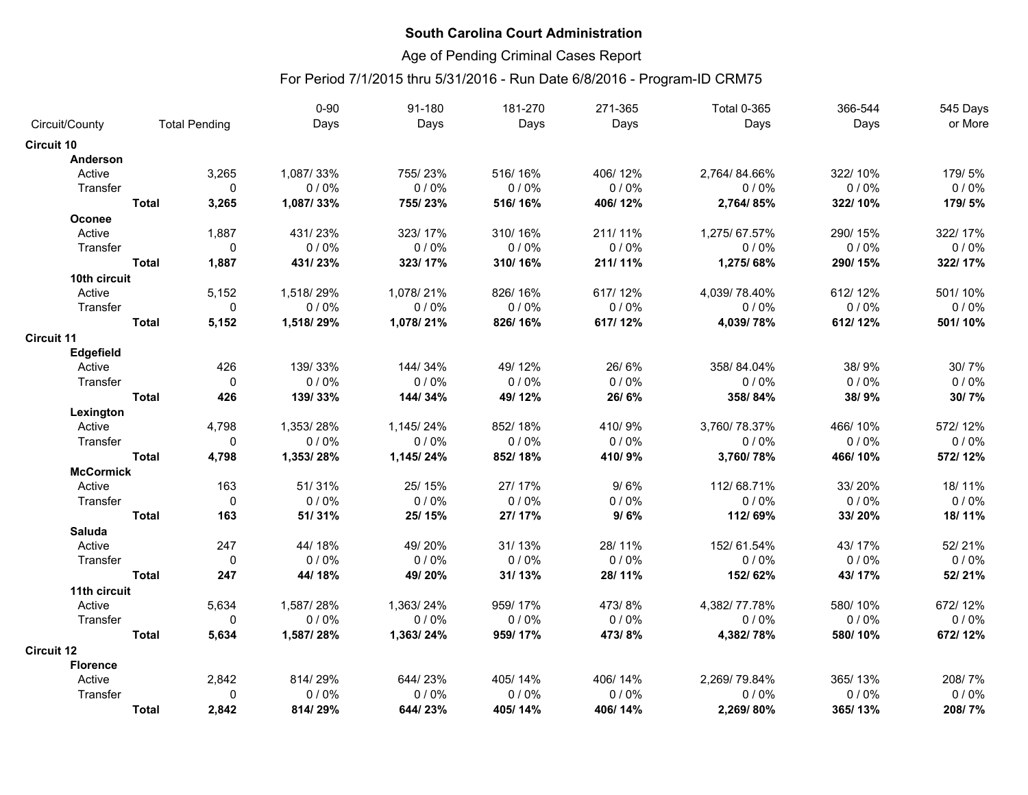**South Carolina Court Administration**

Age of Pending Criminal Cases Report

For Period 7/1/2015 thru 5/31/2016 - Run Date 6/8/2016 - Program-ID CRM75

| Circuit/County | | Total Pending | 0-90 Days | 91-180 Days | 181-270 Days | 271-365 Days | Total 0-365 Days | 366-544 Days | 545 Days or More |
|---|---|---|---|---|---|---|---|---|---|
| **Circuit 10** | | | | | | | | | |
| **Anderson** | | | | | | | | | |
| Active | | 3,265 | 1,087/ 33% | 755/ 23% | 516/ 16% | 406/ 12% | 2,764/ 84.66% | 322/ 10% | 179/ 5% |
| Transfer | | 0 | 0 / 0% | 0 / 0% | 0 / 0% | 0 / 0% | 0 / 0% | 0 / 0% | 0 / 0% |
| | **Total** | **3,265** | **1,087/ 33%** | **755/ 23%** | **516/ 16%** | **406/ 12%** | **2,764/ 85%** | **322/ 10%** | **179/ 5%** |
| **Oconee** | | | | | | | | | |
| Active | | 1,887 | 431/ 23% | 323/ 17% | 310/ 16% | 211/ 11% | 1,275/ 67.57% | 290/ 15% | 322/ 17% |
| Transfer | | 0 | 0 / 0% | 0 / 0% | 0 / 0% | 0 / 0% | 0 / 0% | 0 / 0% | 0 / 0% |
| | **Total** | **1,887** | **431/ 23%** | **323/ 17%** | **310/ 16%** | **211/ 11%** | **1,275/ 68%** | **290/ 15%** | **322/ 17%** |
| **10th circuit** | | | | | | | | | |
| Active | | 5,152 | 1,518/ 29% | 1,078/ 21% | 826/ 16% | 617/ 12% | 4,039/ 78.40% | 612/ 12% | 501/ 10% |
| Transfer | | 0 | 0 / 0% | 0 / 0% | 0 / 0% | 0 / 0% | 0 / 0% | 0 / 0% | 0 / 0% |
| | **Total** | **5,152** | **1,518/ 29%** | **1,078/ 21%** | **826/ 16%** | **617/ 12%** | **4,039/ 78%** | **612/ 12%** | **501/ 10%** |
| **Circuit 11** | | | | | | | | | |
| **Edgefield** | | | | | | | | | |
| Active | | 426 | 139/ 33% | 144/ 34% | 49/ 12% | 26/ 6% | 358/ 84.04% | 38/ 9% | 30/ 7% |
| Transfer | | 0 | 0 / 0% | 0 / 0% | 0 / 0% | 0 / 0% | 0 / 0% | 0 / 0% | 0 / 0% |
| | **Total** | **426** | **139/ 33%** | **144/ 34%** | **49/ 12%** | **26/ 6%** | **358/ 84%** | **38/ 9%** | **30/ 7%** |
| **Lexington** | | | | | | | | | |
| Active | | 4,798 | 1,353/ 28% | 1,145/ 24% | 852/ 18% | 410/ 9% | 3,760/ 78.37% | 466/ 10% | 572/ 12% |
| Transfer | | 0 | 0 / 0% | 0 / 0% | 0 / 0% | 0 / 0% | 0 / 0% | 0 / 0% | 0 / 0% |
| | **Total** | **4,798** | **1,353/ 28%** | **1,145/ 24%** | **852/ 18%** | **410/ 9%** | **3,760/ 78%** | **466/ 10%** | **572/ 12%** |
| **McCormick** | | | | | | | | | |
| Active | | 163 | 51/ 31% | 25/ 15% | 27/ 17% | 9/ 6% | 112/ 68.71% | 33/ 20% | 18/ 11% |
| Transfer | | 0 | 0 / 0% | 0 / 0% | 0 / 0% | 0 / 0% | 0 / 0% | 0 / 0% | 0 / 0% |
| | **Total** | **163** | **51/ 31%** | **25/ 15%** | **27/ 17%** | **9/ 6%** | **112/ 69%** | **33/ 20%** | **18/ 11%** |
| **Saluda** | | | | | | | | | |
| Active | | 247 | 44/ 18% | 49/ 20% | 31/ 13% | 28/ 11% | 152/ 61.54% | 43/ 17% | 52/ 21% |
| Transfer | | 0 | 0 / 0% | 0 / 0% | 0 / 0% | 0 / 0% | 0 / 0% | 0 / 0% | 0 / 0% |
| | **Total** | **247** | **44/ 18%** | **49/ 20%** | **31/ 13%** | **28/ 11%** | **152/ 62%** | **43/ 17%** | **52/ 21%** |
| **11th circuit** | | | | | | | | | |
| Active | | 5,634 | 1,587/ 28% | 1,363/ 24% | 959/ 17% | 473/ 8% | 4,382/ 77.78% | 580/ 10% | 672/ 12% |
| Transfer | | 0 | 0 / 0% | 0 / 0% | 0 / 0% | 0 / 0% | 0 / 0% | 0 / 0% | 0 / 0% |
| | **Total** | **5,634** | **1,587/ 28%** | **1,363/ 24%** | **959/ 17%** | **473/ 8%** | **4,382/ 78%** | **580/ 10%** | **672/ 12%** |
| **Circuit 12** | | | | | | | | | |
| **Florence** | | | | | | | | | |
| Active | | 2,842 | 814/ 29% | 644/ 23% | 405/ 14% | 406/ 14% | 2,269/ 79.84% | 365/ 13% | 208/ 7% |
| Transfer | | 0 | 0 / 0% | 0 / 0% | 0 / 0% | 0 / 0% | 0 / 0% | 0 / 0% | 0 / 0% |
| | **Total** | **2,842** | **814/ 29%** | **644/ 23%** | **405/ 14%** | **406/ 14%** | **2,269/ 80%** | **365/ 13%** | **208/ 7%** |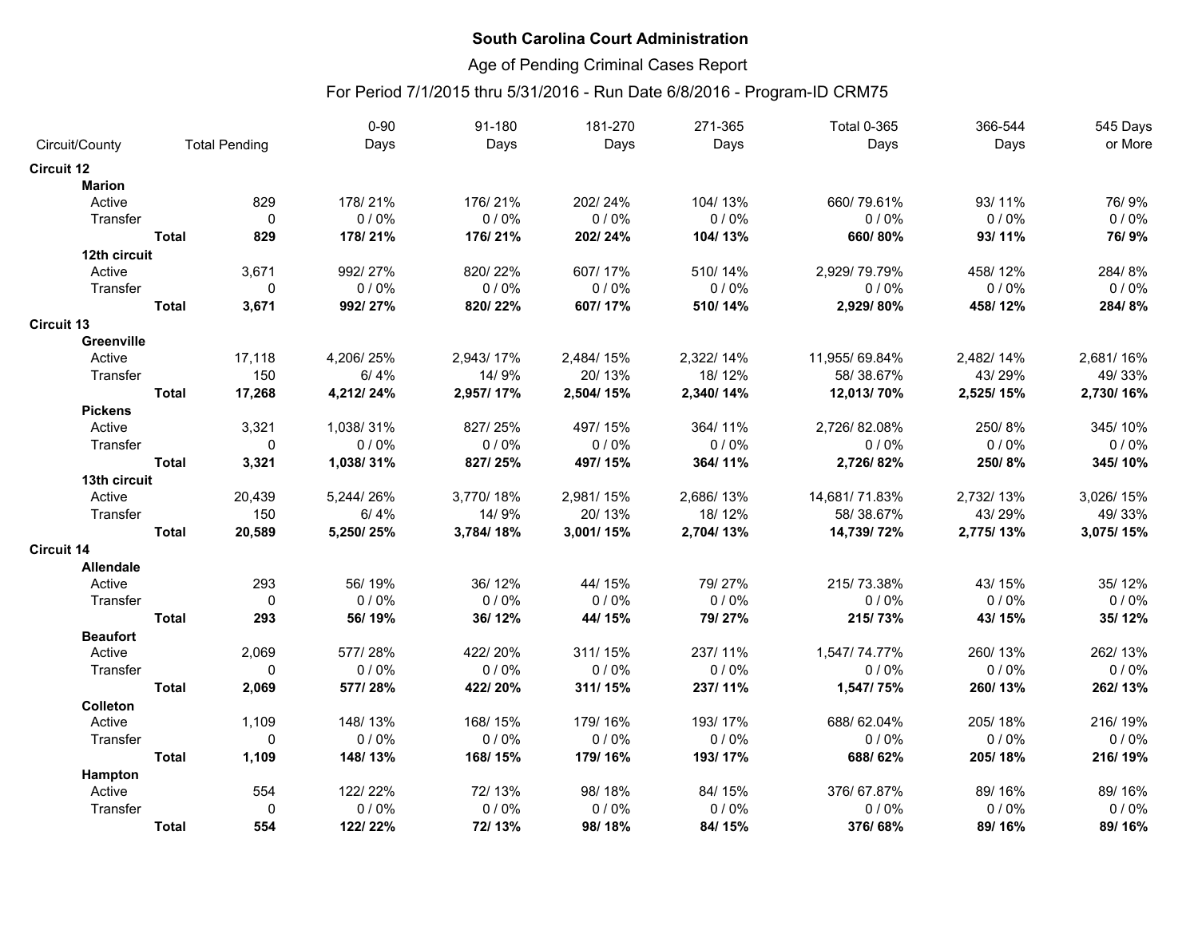**South Carolina Court Administration**

Age of Pending Criminal Cases Report

For Period 7/1/2015 thru 5/31/2016 - Run Date 6/8/2016 - Program-ID CRM75

| Circuit/County | | Total Pending | 0-90 Days | 91-180 Days | 181-270 Days | 271-365 Days | Total 0-365 Days | 366-544 Days | 545 Days or More |
|---|---|---|---|---|---|---|---|---|---|
| **Circuit 12** | | | | | | | | | |
| **Marion** | | | | | | | | | |
| Active | | 829 | 178/ 21% | 176/ 21% | 202/ 24% | 104/ 13% | 660/ 79.61% | 93/ 11% | 76/ 9% |
| Transfer | | 0 | 0 / 0% | 0 / 0% | 0 / 0% | 0 / 0% | 0 / 0% | 0 / 0% | 0 / 0% |
| | **Total** | **829** | **178/ 21%** | **176/ 21%** | **202/ 24%** | **104/ 13%** | **660/ 80%** | **93/ 11%** | **76/ 9%** |
| **12th circuit** | | | | | | | | | |
| Active | | 3,671 | 992/ 27% | 820/ 22% | 607/ 17% | 510/ 14% | 2,929/ 79.79% | 458/ 12% | 284/ 8% |
| Transfer | | 0 | 0 / 0% | 0 / 0% | 0 / 0% | 0 / 0% | 0 / 0% | 0 / 0% | 0 / 0% |
| | **Total** | **3,671** | **992/ 27%** | **820/ 22%** | **607/ 17%** | **510/ 14%** | **2,929/ 80%** | **458/ 12%** | **284/ 8%** |
| **Circuit 13** | | | | | | | | | |
| **Greenville** | | | | | | | | | |
| Active | | 17,118 | 4,206/ 25% | 2,943/ 17% | 2,484/ 15% | 2,322/ 14% | 11,955/ 69.84% | 2,482/ 14% | 2,681/ 16% |
| Transfer | | 150 | 6/ 4% | 14/ 9% | 20/ 13% | 18/ 12% | 58/ 38.67% | 43/ 29% | 49/ 33% |
| | **Total** | **17,268** | **4,212/ 24%** | **2,957/ 17%** | **2,504/ 15%** | **2,340/ 14%** | **12,013/ 70%** | **2,525/ 15%** | **2,730/ 16%** |
| **Pickens** | | | | | | | | | |
| Active | | 3,321 | 1,038/ 31% | 827/ 25% | 497/ 15% | 364/ 11% | 2,726/ 82.08% | 250/ 8% | 345/ 10% |
| Transfer | | 0 | 0 / 0% | 0 / 0% | 0 / 0% | 0 / 0% | 0 / 0% | 0 / 0% | 0 / 0% |
| | **Total** | **3,321** | **1,038/ 31%** | **827/ 25%** | **497/ 15%** | **364/ 11%** | **2,726/ 82%** | **250/ 8%** | **345/ 10%** |
| **13th circuit** | | | | | | | | | |
| Active | | 20,439 | 5,244/ 26% | 3,770/ 18% | 2,981/ 15% | 2,686/ 13% | 14,681/ 71.83% | 2,732/ 13% | 3,026/ 15% |
| Transfer | | 150 | 6/ 4% | 14/ 9% | 20/ 13% | 18/ 12% | 58/ 38.67% | 43/ 29% | 49/ 33% |
| | **Total** | **20,589** | **5,250/ 25%** | **3,784/ 18%** | **3,001/ 15%** | **2,704/ 13%** | **14,739/ 72%** | **2,775/ 13%** | **3,075/ 15%** |
| **Circuit 14** | | | | | | | | | |
| **Allendale** | | | | | | | | | |
| Active | | 293 | 56/ 19% | 36/ 12% | 44/ 15% | 79/ 27% | 215/ 73.38% | 43/ 15% | 35/ 12% |
| Transfer | | 0 | 0 / 0% | 0 / 0% | 0 / 0% | 0 / 0% | 0 / 0% | 0 / 0% | 0 / 0% |
| | **Total** | **293** | **56/ 19%** | **36/ 12%** | **44/ 15%** | **79/ 27%** | **215/ 73%** | **43/ 15%** | **35/ 12%** |
| **Beaufort** | | | | | | | | | |
| Active | | 2,069 | 577/ 28% | 422/ 20% | 311/ 15% | 237/ 11% | 1,547/ 74.77% | 260/ 13% | 262/ 13% |
| Transfer | | 0 | 0 / 0% | 0 / 0% | 0 / 0% | 0 / 0% | 0 / 0% | 0 / 0% | 0 / 0% |
| | **Total** | **2,069** | **577/ 28%** | **422/ 20%** | **311/ 15%** | **237/ 11%** | **1,547/ 75%** | **260/ 13%** | **262/ 13%** |
| **Colleton** | | | | | | | | | |
| Active | | 1,109 | 148/ 13% | 168/ 15% | 179/ 16% | 193/ 17% | 688/ 62.04% | 205/ 18% | 216/ 19% |
| Transfer | | 0 | 0 / 0% | 0 / 0% | 0 / 0% | 0 / 0% | 0 / 0% | 0 / 0% | 0 / 0% |
| | **Total** | **1,109** | **148/ 13%** | **168/ 15%** | **179/ 16%** | **193/ 17%** | **688/ 62%** | **205/ 18%** | **216/ 19%** |
| **Hampton** | | | | | | | | | |
| Active | | 554 | 122/ 22% | 72/ 13% | 98/ 18% | 84/ 15% | 376/ 67.87% | 89/ 16% | 89/ 16% |
| Transfer | | 0 | 0 / 0% | 0 / 0% | 0 / 0% | 0 / 0% | 0 / 0% | 0 / 0% | 0 / 0% |
| | **Total** | **554** | **122/ 22%** | **72/ 13%** | **98/ 18%** | **84/ 15%** | **376/ 68%** | **89/ 16%** | **89/ 16%** |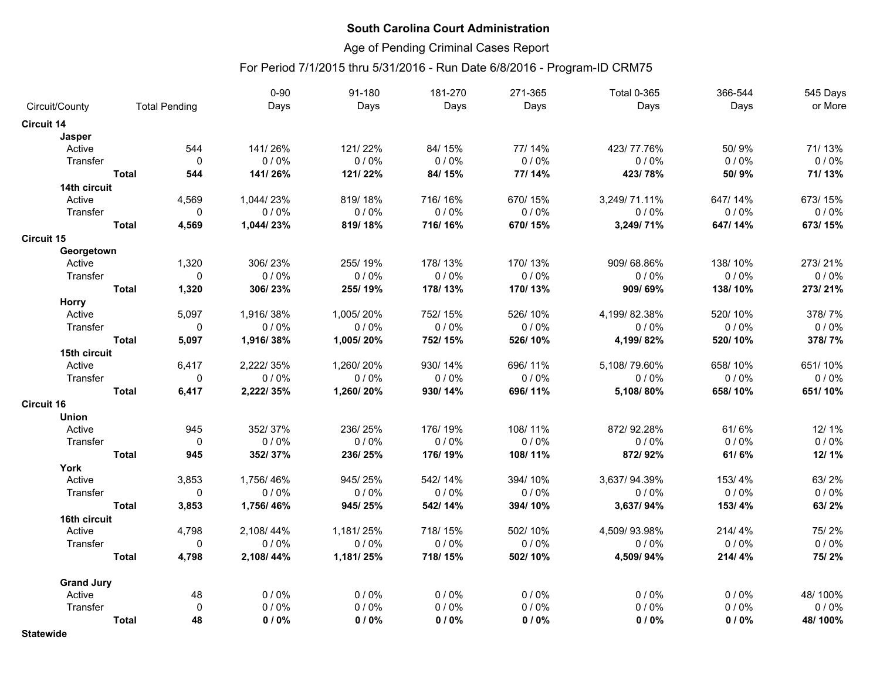**South Carolina Court Administration**

Age of Pending Criminal Cases Report

For Period 7/1/2015 thru 5/31/2016 - Run Date 6/8/2016 - Program-ID CRM75

| Circuit/County | | Total Pending | 0-90 Days | 91-180 Days | 181-270 Days | 271-365 Days | Total 0-365 Days | 366-544 Days | 545 Days or More |
|---|---|---|---|---|---|---|---|---|---|
| **Circuit 14** | | | | | | | | | |
| **Jasper** | | | | | | | | | |
| Active | | 544 | 141/ 26% | 121/ 22% | 84/ 15% | 77/ 14% | 423/ 77.76% | 50/ 9% | 71/ 13% |
| Transfer | | 0 | 0 / 0% | 0 / 0% | 0 / 0% | 0 / 0% | 0 / 0% | 0 / 0% | 0 / 0% |
| | **Total** | **544** | **141/ 26%** | **121/ 22%** | **84/ 15%** | **77/ 14%** | **423/ 78%** | **50/ 9%** | **71/ 13%** |
| **14th circuit** | | | | | | | | | |
| Active | | 4,569 | 1,044/ 23% | 819/ 18% | 716/ 16% | 670/ 15% | 3,249/ 71.11% | 647/ 14% | 673/ 15% |
| Transfer | | 0 | 0 / 0% | 0 / 0% | 0 / 0% | 0 / 0% | 0 / 0% | 0 / 0% | 0 / 0% |
| | **Total** | **4,569** | **1,044/ 23%** | **819/ 18%** | **716/ 16%** | **670/ 15%** | **3,249/ 71%** | **647/ 14%** | **673/ 15%** |
| **Circuit 15** | | | | | | | | | |
| **Georgetown** | | | | | | | | | |
| Active | | 1,320 | 306/ 23% | 255/ 19% | 178/ 13% | 170/ 13% | 909/ 68.86% | 138/ 10% | 273/ 21% |
| Transfer | | 0 | 0 / 0% | 0 / 0% | 0 / 0% | 0 / 0% | 0 / 0% | 0 / 0% | 0 / 0% |
| | **Total** | **1,320** | **306/ 23%** | **255/ 19%** | **178/ 13%** | **170/ 13%** | **909/ 69%** | **138/ 10%** | **273/ 21%** |
| **Horry** | | | | | | | | | |
| Active | | 5,097 | 1,916/ 38% | 1,005/ 20% | 752/ 15% | 526/ 10% | 4,199/ 82.38% | 520/ 10% | 378/ 7% |
| Transfer | | 0 | 0 / 0% | 0 / 0% | 0 / 0% | 0 / 0% | 0 / 0% | 0 / 0% | 0 / 0% |
| | **Total** | **5,097** | **1,916/ 38%** | **1,005/ 20%** | **752/ 15%** | **526/ 10%** | **4,199/ 82%** | **520/ 10%** | **378/ 7%** |
| **15th circuit** | | | | | | | | | |
| Active | | 6,417 | 2,222/ 35% | 1,260/ 20% | 930/ 14% | 696/ 11% | 5,108/ 79.60% | 658/ 10% | 651/ 10% |
| Transfer | | 0 | 0 / 0% | 0 / 0% | 0 / 0% | 0 / 0% | 0 / 0% | 0 / 0% | 0 / 0% |
| | **Total** | **6,417** | **2,222/ 35%** | **1,260/ 20%** | **930/ 14%** | **696/ 11%** | **5,108/ 80%** | **658/ 10%** | **651/ 10%** |
| **Circuit 16** | | | | | | | | | |
| **Union** | | | | | | | | | |
| Active | | 945 | 352/ 37% | 236/ 25% | 176/ 19% | 108/ 11% | 872/ 92.28% | 61/ 6% | 12/ 1% |
| Transfer | | 0 | 0 / 0% | 0 / 0% | 0 / 0% | 0 / 0% | 0 / 0% | 0 / 0% | 0 / 0% |
| | **Total** | **945** | **352/ 37%** | **236/ 25%** | **176/ 19%** | **108/ 11%** | **872/ 92%** | **61/ 6%** | **12/ 1%** |
| **York** | | | | | | | | | |
| Active | | 3,853 | 1,756/ 46% | 945/ 25% | 542/ 14% | 394/ 10% | 3,637/ 94.39% | 153/ 4% | 63/ 2% |
| Transfer | | 0 | 0 / 0% | 0 / 0% | 0 / 0% | 0 / 0% | 0 / 0% | 0 / 0% | 0 / 0% |
| | **Total** | **3,853** | **1,756/ 46%** | **945/ 25%** | **542/ 14%** | **394/ 10%** | **3,637/ 94%** | **153/ 4%** | **63/ 2%** |
| **16th circuit** | | | | | | | | | |
| Active | | 4,798 | 2,108/ 44% | 1,181/ 25% | 718/ 15% | 502/ 10% | 4,509/ 93.98% | 214/ 4% | 75/ 2% |
| Transfer | | 0 | 0 / 0% | 0 / 0% | 0 / 0% | 0 / 0% | 0 / 0% | 0 / 0% | 0 / 0% |
| | **Total** | **4,798** | **2,108/ 44%** | **1,181/ 25%** | **718/ 15%** | **502/ 10%** | **4,509/ 94%** | **214/ 4%** | **75/ 2%** |
| **Grand Jury** | | | | | | | | | |
| Active | | 48 | 0 / 0% | 0 / 0% | 0 / 0% | 0 / 0% | 0 / 0% | 0 / 0% | 48/ 100% |
| Transfer | | 0 | 0 / 0% | 0 / 0% | 0 / 0% | 0 / 0% | 0 / 0% | 0 / 0% | 0 / 0% |
| | **Total** | **48** | **0 / 0%** | **0 / 0%** | **0 / 0%** | **0 / 0%** | **0 / 0%** | **0 / 0%** | **48/ 100%** |
| **Statewide** | | | | | | | | | |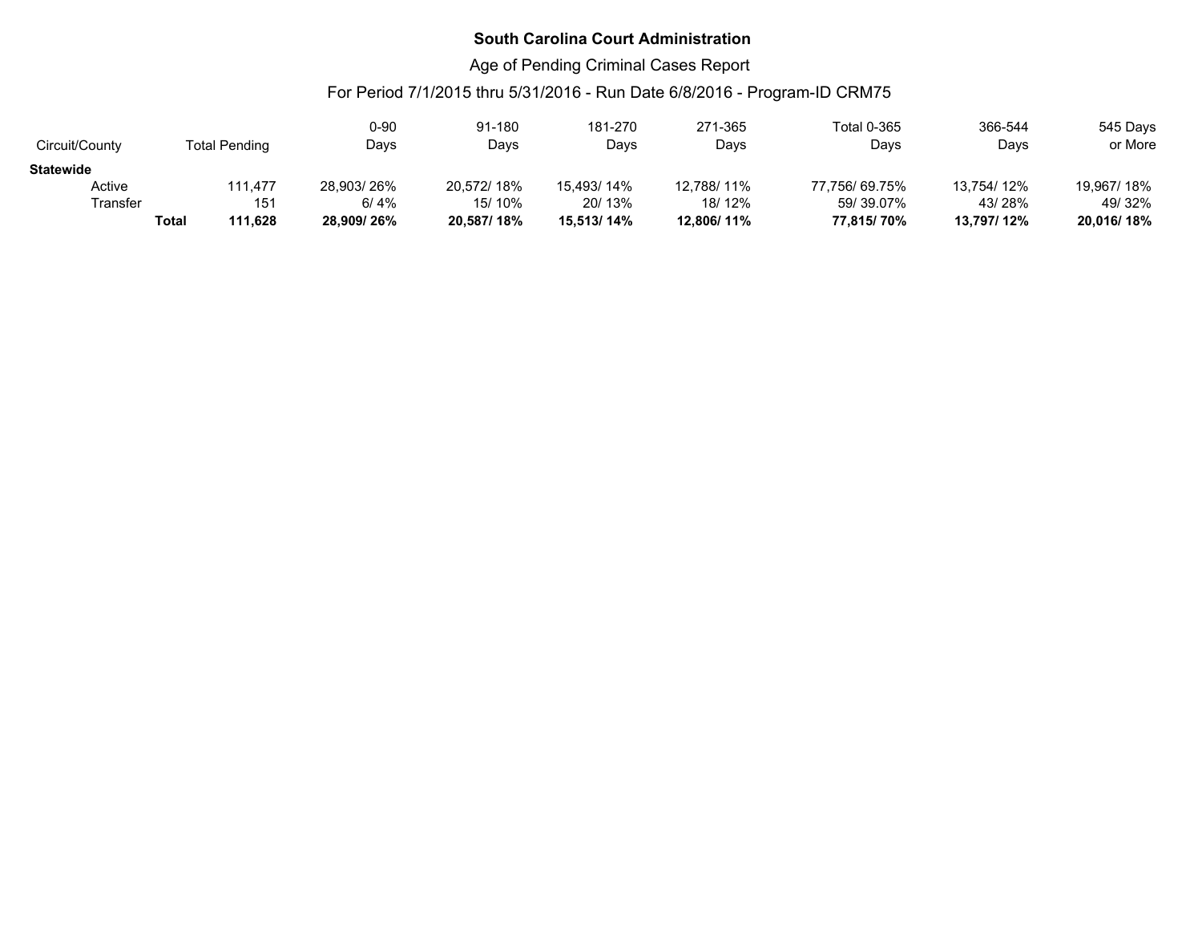**South Carolina Court Administration**

Age of Pending Criminal Cases Report

For Period 7/1/2015 thru 5/31/2016 - Run Date 6/8/2016 - Program-ID CRM75

| Circuit/County | | Total Pending | 0-90 Days | 91-180 Days | 181-270 Days | 271-365 Days | Total 0-365 Days | 366-544 Days | 545 Days or More |
|---|---|---|---|---|---|---|---|---|---|
| **Statewide** | | | | | | | | | |
| Active | | 111,477 | 28,903/ 26% | 20,572/ 18% | 15,493/ 14% | 12,788/ 11% | 77,756/ 69.75% | 13,754/ 12% | 19,967/ 18% |
| Transfer | | 151 | 6/ 4% | 15/ 10% | 20/ 13% | 18/ 12% | 59/ 39.07% | 43/ 28% | 49/ 32% |
| | **Total** | **111,628** | **28,909/ 26%** | **20,587/ 18%** | **15,513/ 14%** | **12,806/ 11%** | **77,815/ 70%** | **13,797/ 12%** | **20,016/ 18%** |